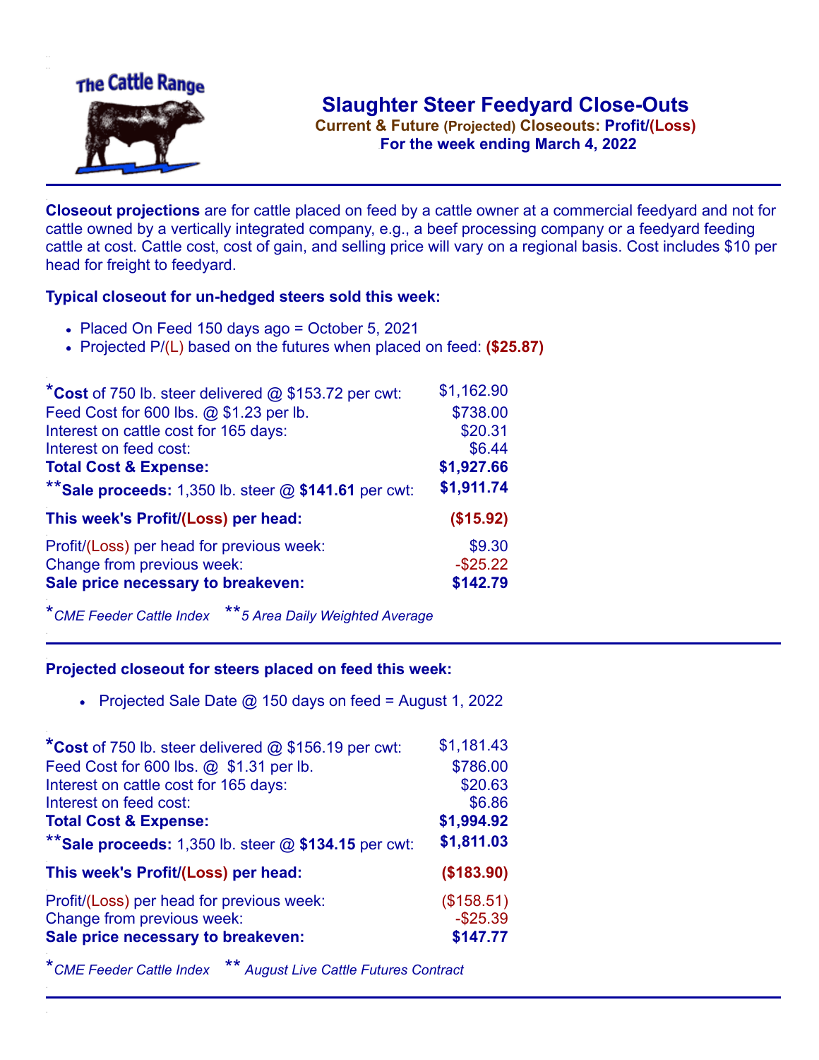# Slaughter Steer Feedyard Close-Outs

**Current & Future (Projected) Closeouts: Profit/(Loss)**

**For the week ending March 4, 2022**

**Closeout projections** are for cattle placed on feed by a cattle owner at a commercial feedyard and not for cattle owned by a vertically integrated company, e.g., a beef processing company or a feedyard feeding cattle at cost. Cattle cost, cost of gain, and selling price will vary on a regional basis. Cost includes $10 per head for freight to feedyard.

### Typical closeout for un-hedged steers sold this week:

- Placed On Feed 150 days ago = October 5, 2021
- Projected P/(L) based on the futures when placed on feed: **($25.87)**

| | |
|---|---|
| ***Cost** of 750 lb. steer delivered @ $153.72 per cwt: | $1,162.90 |
| Feed Cost for 600 lbs. @ $1.23 per lb. | $738.00 |
| Interest on cattle cost for 165 days: | $20.31 |
| Interest on feed cost: | $6.44 |
| **Total Cost & Expense:** | **$1,927.66** |
| ****Sale proceeds:** 1,350 lb. steer @ **$141.61** per cwt: | **$1,911.74** |
| **This week's Profit/(Loss) per head:** | **($15.92)** |
| Profit/(Loss) per head for previous week: | $9.30 |
| Change from previous week: | -$25.22 |
| **Sale price necessary to breakeven:** | **$142.79** |

*\*CME Feeder Cattle Index \*\*5 Area Daily Weighted Average*

### Projected closeout for steers placed on feed this week:

- Projected Sale Date @ 150 days on feed = August 1, 2022

| | |
|---|---|
| ***Cost** of 750 lb. steer delivered @ $156.19 per cwt: | $1,181.43 |
| Feed Cost for 600 lbs. @ $1.31 per lb. | $786.00 |
| Interest on cattle cost for 165 days: | $20.63 |
| Interest on feed cost: | $6.86 |
| **Total Cost & Expense:** | **$1,994.92** |
| ****Sale proceeds:** 1,350 lb. steer @ **$134.15** per cwt: | **$1,811.03** |
| **This week's Profit/(Loss) per head:** | **($183.90)** |
| Profit/(Loss) per head for previous week: | ($158.51) |
| Change from previous week: | -$25.39 |
| **Sale price necessary to breakeven:** | **$147.77** |

*\*CME Feeder Cattle Index \*\* August Live Cattle Futures Contract*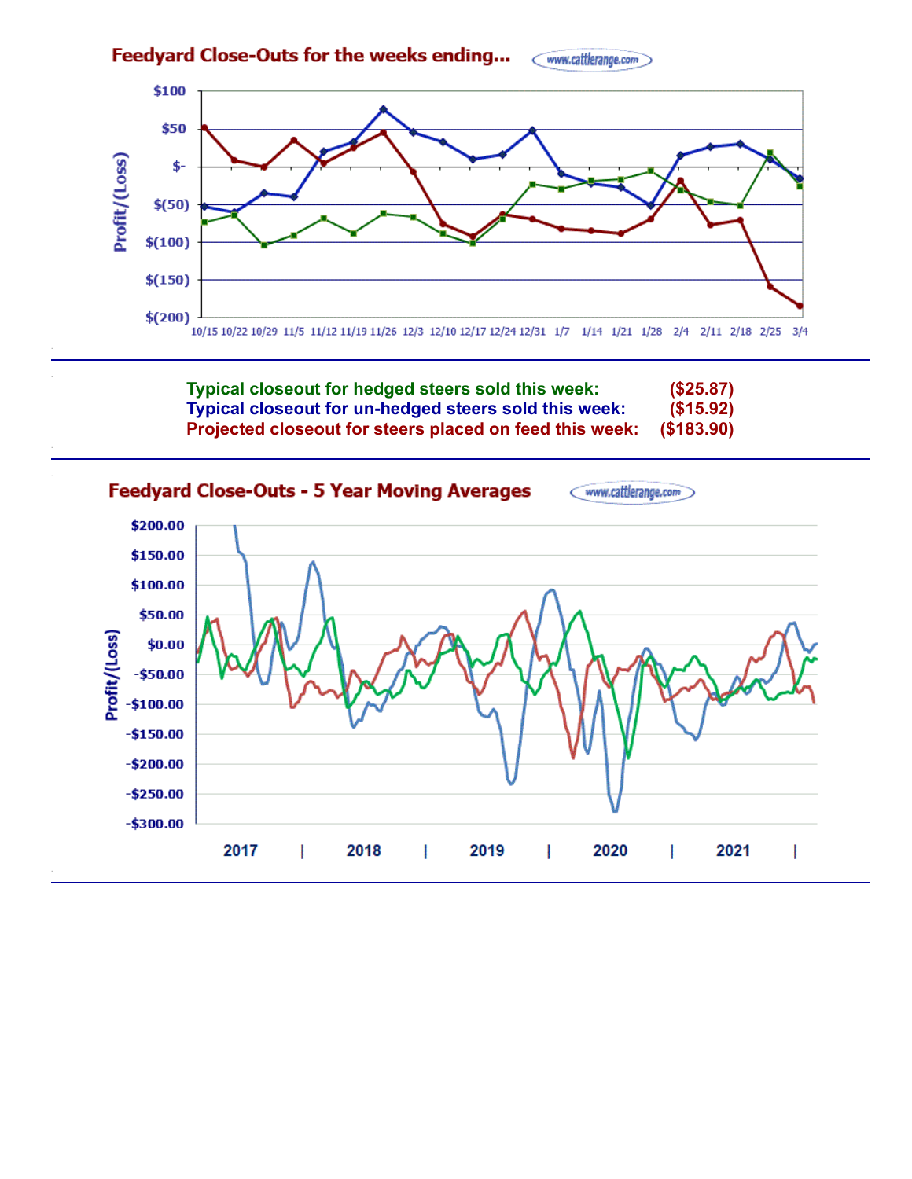## Feedyard Close-Outs for the weeks ending...

www.cattlerange.com

Profit/(Loss)

$100
$50
$-
$(50)
$(100)
$(150)
$(200)

10/15 10/22 10/29 11/5 11/12 11/19 11/26 12/3 12/10 12/17 12/24 12/31 1/7 1/14 1/21 1/28 2/4 2/11 2/18 2/25 3/4

---

**Typical closeout for hedged steers sold this week: ($25.87)**
**Typical closeout for un-hedged steers sold this week: ($15.92)**
**Projected closeout for steers placed on feed this week: ($183.90)**

---

## Feedyard Close-Outs - 5 Year Moving Averages

www.cattlerange.com

Profit/(Loss)

$200.00
$150.00
$100.00
$50.00
$0.00
-$50.00
-$100.00
-$150.00
-$200.00
-$250.00
-$300.00

2017 | 2018 | 2019 | 2020 | 2021 |